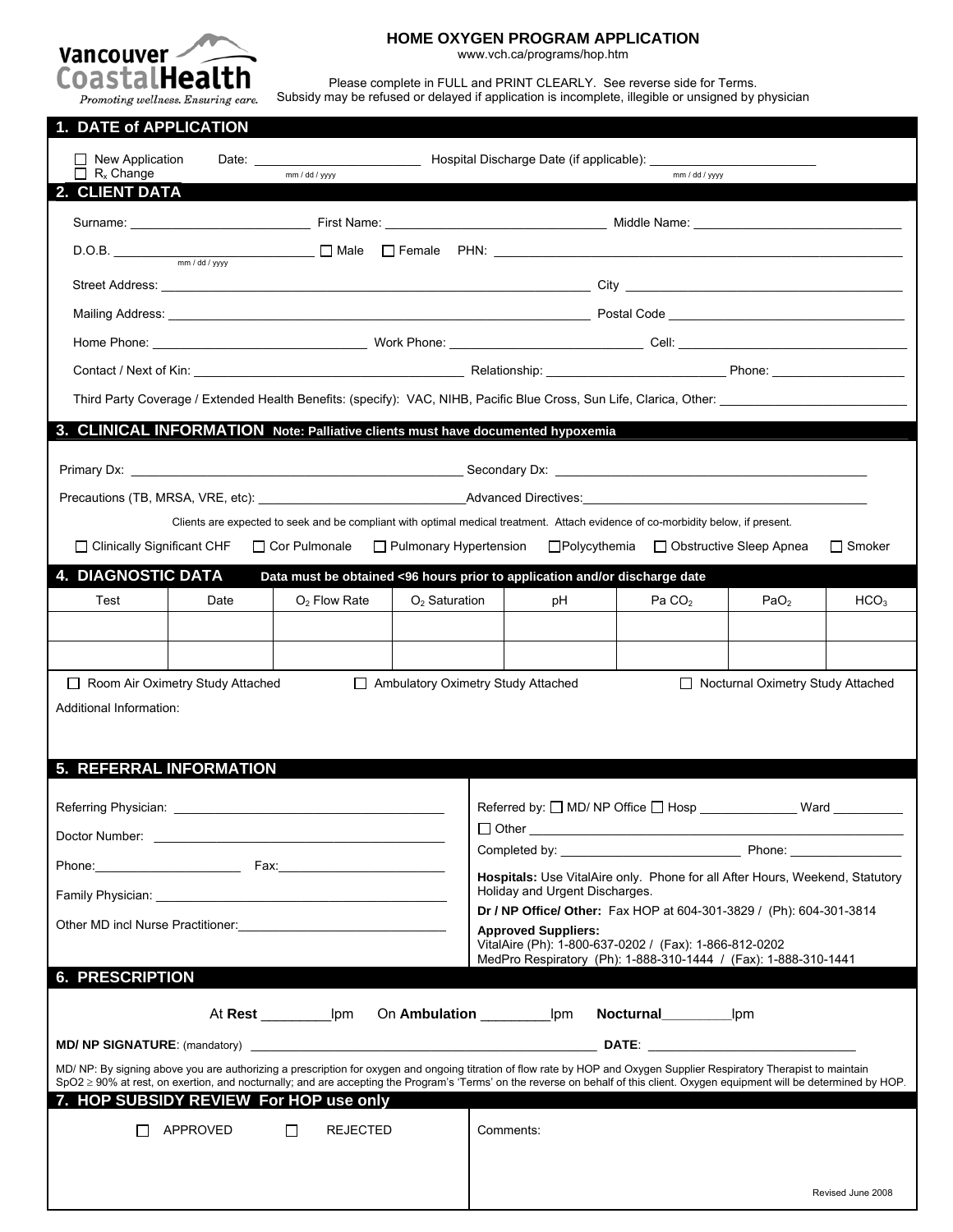Vancouver Coastal Health

*Promoting wellness. Ensuring care.*

# HOME OXYGEN PROGRAM APPLICATION

www.vch.ca/programs/hop.htm

Please complete in FULL and PRINT CLEARLY. See reverse side for Terms.
Subsidy may be refused or delayed if application is incomplete, illegible or unsigned by physician

## 1. DATE of APPLICATION

☐ New Application
☐ $R_x$ Change

Date: ______________________ (mm / dd / yyyy) Hospital Discharge Date (if applicable): ______________________ (mm / dd / yyyy)

## 2. CLIENT DATA

Surname: ______________________ First Name: ______________________ Middle Name: ______________________

D.O.B. ______________________ (mm / dd / yyyy) ☐ Male ☐ Female PHN: ______________________

Street Address: ______________________ City ______________________

Mailing Address: ______________________ Postal Code ______________________

Home Phone: ______________________ Work Phone: ______________________ Cell: ______________________

Contact / Next of Kin: ______________________ Relationship: ______________________ Phone: ______________________

Third Party Coverage / Extended Health Benefits: (specify): VAC, NIHB, Pacific Blue Cross, Sun Life, Clarica, Other: ______________________

## 3. CLINICAL INFORMATION Note: Palliative clients must have documented hypoxemia

Primary Dx: ______________________ Secondary Dx: ______________________

Precautions (TB, MRSA, VRE, etc): ______________________ Advanced Directives: ______________________

Clients are expected to seek and be compliant with optimal medical treatment. Attach evidence of co-morbidity below, if present.

☐ Clinically Significant CHF ☐ Cor Pulmonale ☐ Pulmonary Hypertension ☐ Polycythemia ☐ Obstructive Sleep Apnea ☐ Smoker

## 4. DIAGNOSTIC DATA Data must be obtained <96 hours prior to application and/or discharge date

| Test | Date | $O_2$ Flow Rate | $O_2$ Saturation | pH | Pa $CO_2$ | $PaO_2$ | $HCO_3$ |
|---|---|---|---|---|---|---|---|
| | | | | | | | |
| | | | | | | | |

☐ Room Air Oximetry Study Attached ☐ Ambulatory Oximetry Study Attached ☐ Nocturnal Oximetry Study Attached

Additional Information:

## 5. REFERRAL INFORMATION

Referring Physician: ______________________

Doctor Number: ______________________

Phone: ______________________ Fax: ______________________

Family Physician: ______________________

Other MD incl Nurse Practitioner: ______________________

Referred by: ☐ MD/ NP Office ☐ Hosp ______________ Ward __________

☐ Other ______________________

Completed by: ______________________ Phone: ______________

**Hospitals:** Use VitalAire only. Phone for all After Hours, Weekend, Statutory Holiday and Urgent Discharges.

**Dr / NP Office/ Other:** Fax HOP at 604-301-3829 / (Ph): 604-301-3814

**Approved Suppliers:**
VitalAire (Ph): 1-800-637-0202 / (Fax): 1-866-812-0202
MedPro Respiratory (Ph): 1-888-310-1444 / (Fax): 1-888-310-1441

## 6. PRESCRIPTION

At **Rest** _________lpm On **Ambulation** _________lpm **Nocturnal**_________lpm

**MD/ NP SIGNATURE**: (mandatory) ______________________ **DATE**: ______________________

MD/ NP: By signing above you are authorizing a prescription for oxygen and ongoing titration of flow rate by HOP and Oxygen Supplier Respiratory Therapist to maintain SpO2 ≥ 90% at rest, on exertion, and nocturnally; and are accepting the Program's 'Terms' on the reverse on behalf of this client. Oxygen equipment will be determined by HOP.

## 7. HOP SUBSIDY REVIEW For HOP use only

☐ APPROVED ☐ REJECTED

Comments:

Revised June 2008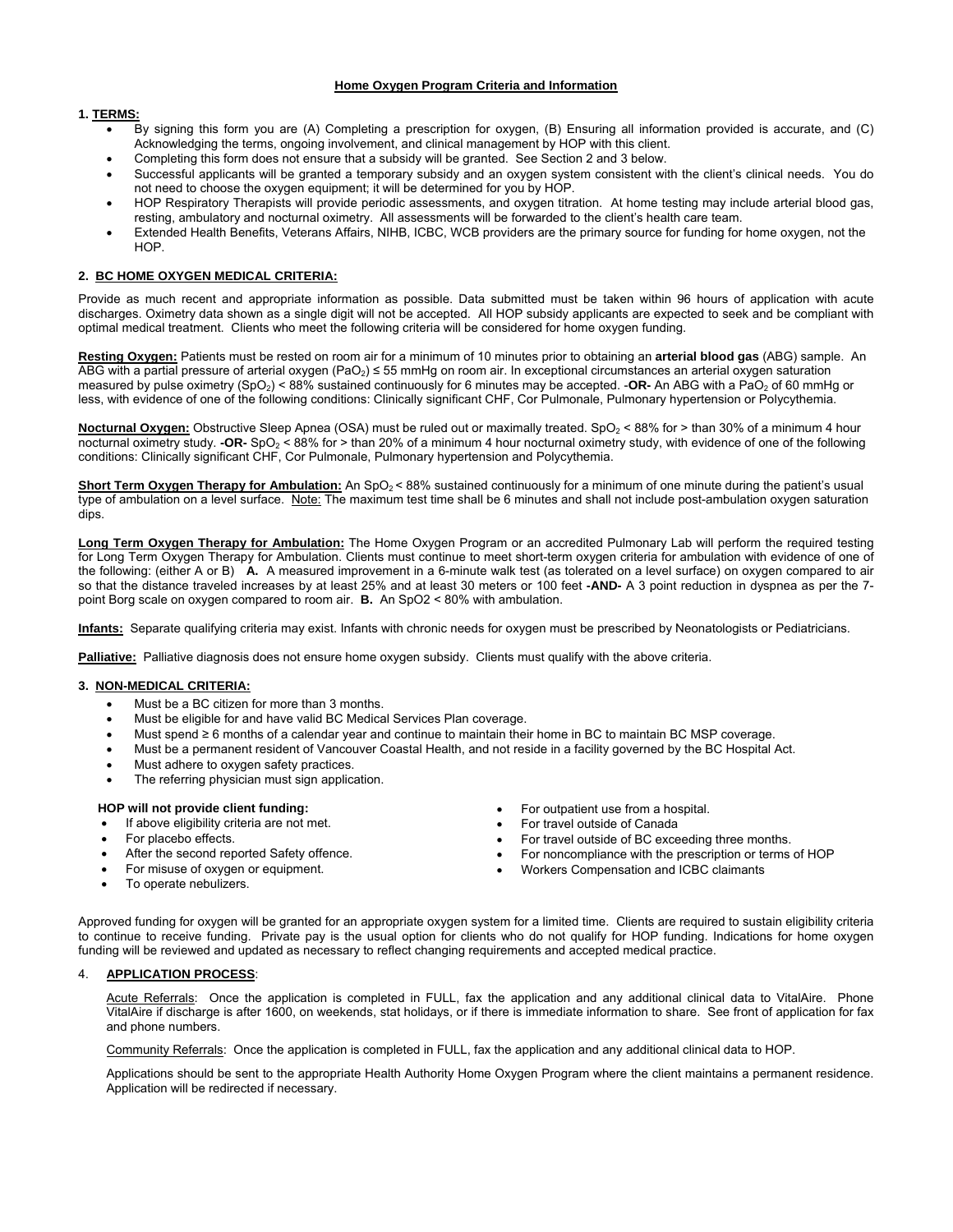# Home Oxygen Program Criteria and Information

## 1. TERMS:

- By signing this form you are (A) Completing a prescription for oxygen, (B) Ensuring all information provided is accurate, and (C) Acknowledging the terms, ongoing involvement, and clinical management by HOP with this client.
- Completing this form does not ensure that a subsidy will be granted. See Section 2 and 3 below.
- Successful applicants will be granted a temporary subsidy and an oxygen system consistent with the client's clinical needs. You do not need to choose the oxygen equipment; it will be determined for you by HOP.
- HOP Respiratory Therapists will provide periodic assessments, and oxygen titration. At home testing may include arterial blood gas, resting, ambulatory and nocturnal oximetry. All assessments will be forwarded to the client's health care team.
- Extended Health Benefits, Veterans Affairs, NIHB, ICBC, WCB providers are the primary source for funding for home oxygen, not the HOP.

## 2. BC HOME OXYGEN MEDICAL CRITERIA:

Provide as much recent and appropriate information as possible. Data submitted must be taken within 96 hours of application with acute discharges. Oximetry data shown as a single digit will not be accepted. All HOP subsidy applicants are expected to seek and be compliant with optimal medical treatment. Clients who meet the following criteria will be considered for home oxygen funding.

**Resting Oxygen:** Patients must be rested on room air for a minimum of 10 minutes prior to obtaining an **arterial blood gas** (ABG) sample. An ABG with a partial pressure of arterial oxygen ($PaO_2$) ≤ 55 mmHg on room air. In exceptional circumstances an arterial oxygen saturation measured by pulse oximetry ($SpO_2$) < 88% sustained continuously for 6 minutes may be accepted. **-OR-** An ABG with a $PaO_2$ of 60 mmHg or less, with evidence of one of the following conditions: Clinically significant CHF, Cor Pulmonale, Pulmonary hypertension or Polycythemia.

**Nocturnal Oxygen:** Obstructive Sleep Apnea (OSA) must be ruled out or maximally treated. $SpO_2$ < 88% for > than 30% of a minimum 4 hour nocturnal oximetry study. **-OR-** $SpO_2$ < 88% for > than 20% of a minimum 4 hour nocturnal oximetry study, with evidence of one of the following conditions: Clinically significant CHF, Cor Pulmonale, Pulmonary hypertension and Polycythemia.

**Short Term Oxygen Therapy for Ambulation:** An $SpO_2$ < 88% sustained continuously for a minimum of one minute during the patient's usual type of ambulation on a level surface. Note: The maximum test time shall be 6 minutes and shall not include post-ambulation oxygen saturation dips.

**Long Term Oxygen Therapy for Ambulation:** The Home Oxygen Program or an accredited Pulmonary Lab will perform the required testing for Long Term Oxygen Therapy for Ambulation. Clients must continue to meet short-term oxygen criteria for ambulation with evidence of one of the following: (either A or B) **A.** A measured improvement in a 6-minute walk test (as tolerated on a level surface) on oxygen compared to air so that the distance traveled increases by at least 25% and at least 30 meters or 100 feet **-AND-** A 3 point reduction in dyspnea as per the 7-point Borg scale on oxygen compared to room air. **B.** An SpO2 < 80% with ambulation.

**Infants:** Separate qualifying criteria may exist. Infants with chronic needs for oxygen must be prescribed by Neonatologists or Pediatricians.

**Palliative:** Palliative diagnosis does not ensure home oxygen subsidy. Clients must qualify with the above criteria.

## 3. NON-MEDICAL CRITERIA:

- Must be a BC citizen for more than 3 months.
- Must be eligible for and have valid BC Medical Services Plan coverage.
- Must spend ≥ 6 months of a calendar year and continue to maintain their home in BC to maintain BC MSP coverage.
- Must be a permanent resident of Vancouver Coastal Health, and not reside in a facility governed by the BC Hospital Act.
- Must adhere to oxygen safety practices.
- The referring physician must sign application.

**HOP will not provide client funding:**

- If above eligibility criteria are not met.
- For placebo effects.
- After the second reported Safety offence.
- For misuse of oxygen or equipment.
- To operate nebulizers.
- For outpatient use from a hospital.
- For travel outside of Canada
- For travel outside of BC exceeding three months.
- For noncompliance with the prescription or terms of HOP
- Workers Compensation and ICBC claimants

Approved funding for oxygen will be granted for an appropriate oxygen system for a limited time. Clients are required to sustain eligibility criteria to continue to receive funding. Private pay is the usual option for clients who do not qualify for HOP funding. Indications for home oxygen funding will be reviewed and updated as necessary to reflect changing requirements and accepted medical practice.

## 4. APPLICATION PROCESS:

Acute Referrals: Once the application is completed in FULL, fax the application and any additional clinical data to VitalAire. Phone VitalAire if discharge is after 1600, on weekends, stat holidays, or if there is immediate information to share. See front of application for fax and phone numbers.

Community Referrals: Once the application is completed in FULL, fax the application and any additional clinical data to HOP.

Applications should be sent to the appropriate Health Authority Home Oxygen Program where the client maintains a permanent residence. Application will be redirected if necessary.